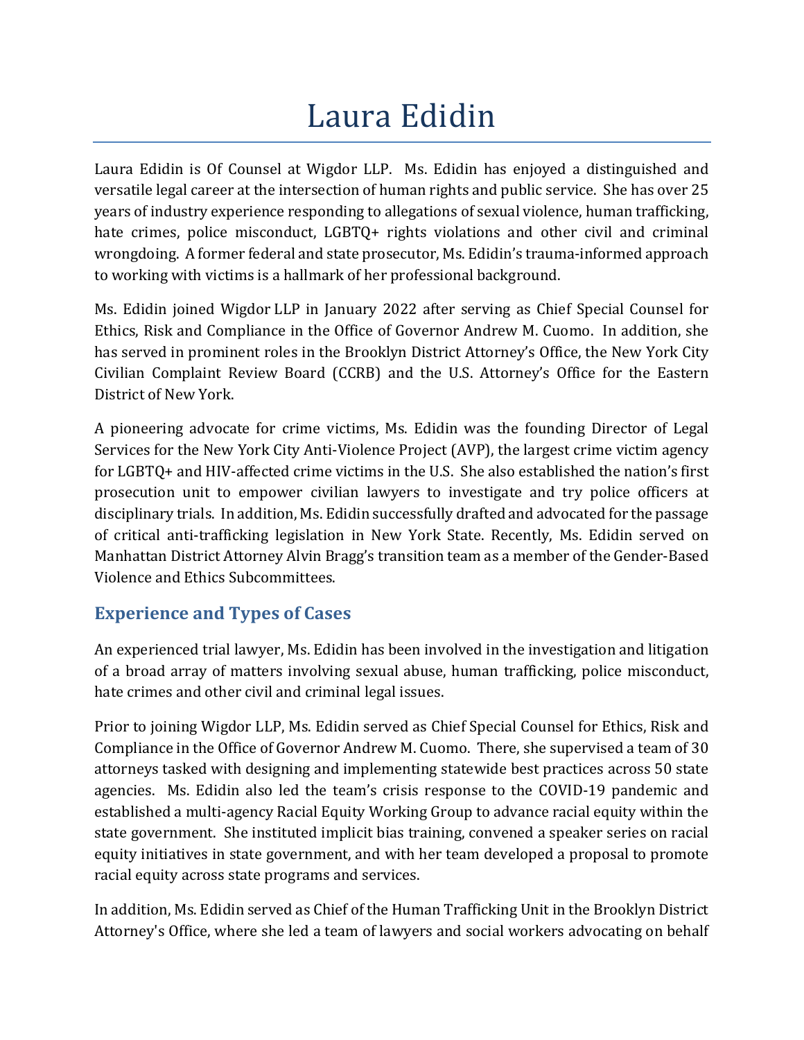# Laura Edidin

Laura Edidin is Of Counsel at Wigdor LLP. Ms. Edidin has enjoyed a distinguished and versatile legal career at the intersection of human rights and public service. She has over 25 years of industry experience responding to allegations of sexual violence, human trafficking, hate crimes, police misconduct, LGBTQ+ rights violations and other civil and criminal wrongdoing. A former federal and state prosecutor, Ms. Edidin's trauma-informed approach to working with victims is a hallmark of her professional background.

Ms. Edidin joined Wigdor LLP in January 2022 after serving as Chief Special Counsel for Ethics, Risk and Compliance in the Office of Governor Andrew M. Cuomo. In addition, she has served in prominent roles in the Brooklyn District Attorney's Office, the New York City Civilian Complaint Review Board (CCRB) and the U.S. Attorney's Office for the Eastern District of New York.

A pioneering advocate for crime victims, Ms. Edidin was the founding Director of Legal Services for the New York City Anti-Violence Project (AVP), the largest crime victim agency for LGBTQ+ and HIV-affected crime victims in the U.S. She also established the nation's first prosecution unit to empower civilian lawyers to investigate and try police officers at disciplinary trials. In addition, Ms. Edidin successfully drafted and advocated for the passage of critical anti-trafficking legislation in New York State. Recently, Ms. Edidin served on Manhattan District Attorney Alvin Bragg's transition team as a member of the Gender-Based Violence and Ethics Subcommittees.

## Experience and Types of Cases

An experienced trial lawyer, Ms. Edidin has been involved in the investigation and litigation of a broad array of matters involving sexual abuse, human trafficking, police misconduct, hate crimes and other civil and criminal legal issues.

Prior to joining Wigdor LLP, Ms. Edidin served as Chief Special Counsel for Ethics, Risk and Compliance in the Office of Governor Andrew M. Cuomo. There, she supervised a team of 30 attorneys tasked with designing and implementing statewide best practices across 50 state agencies. Ms. Edidin also led the team's crisis response to the COVID-19 pandemic and established a multi-agency Racial Equity Working Group to advance racial equity within the state government. She instituted implicit bias training, convened a speaker series on racial equity initiatives in state government, and with her team developed a proposal to promote racial equity across state programs and services.

In addition, Ms. Edidin served as Chief of the Human Trafficking Unit in the Brooklyn District Attorney's Office, where she led a team of lawyers and social workers advocating on behalf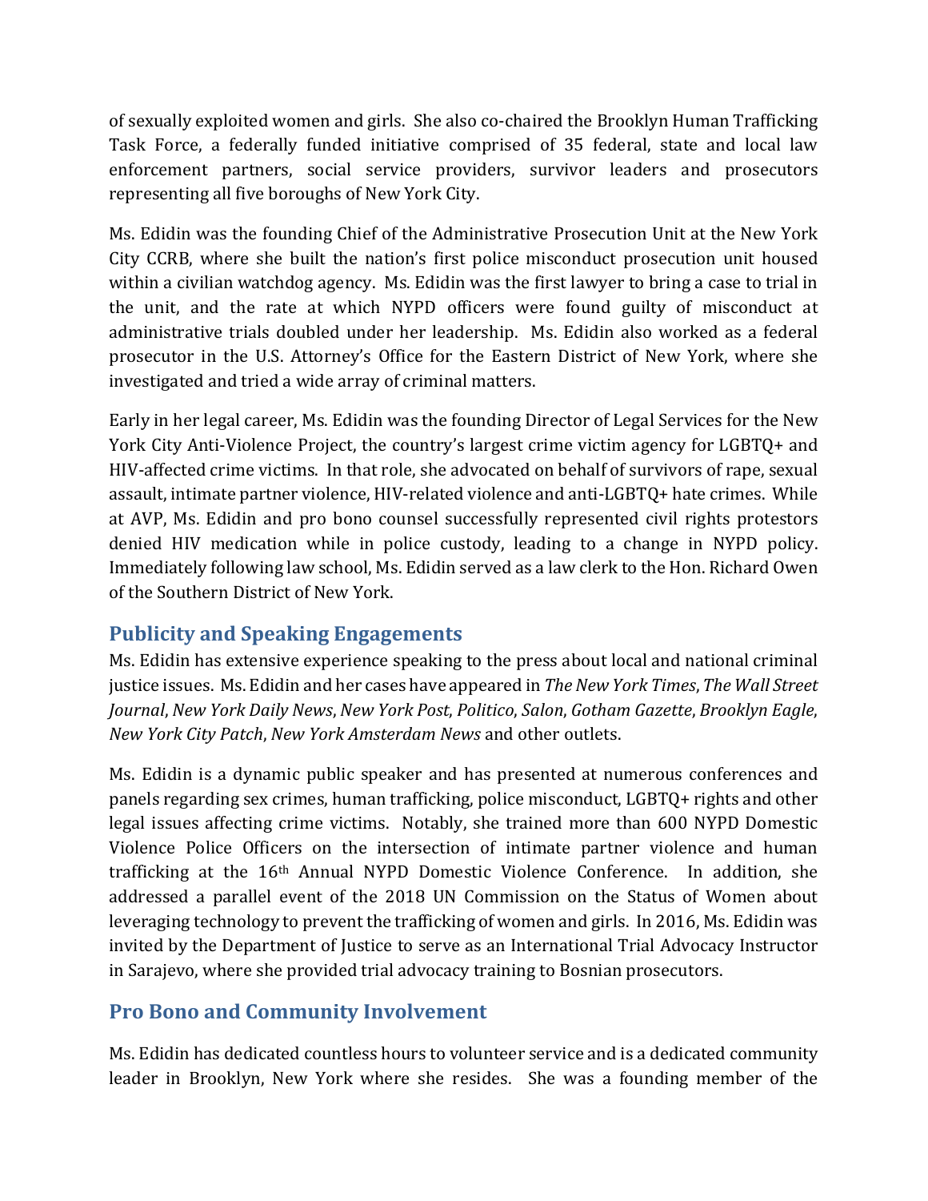of sexually exploited women and girls. She also co-chaired the Brooklyn Human Trafficking Task Force, a federally funded initiative comprised of 35 federal, state and local law enforcement partners, social service providers, survivor leaders and prosecutors representing all five boroughs of New York City.

Ms. Edidin was the founding Chief of the Administrative Prosecution Unit at the New York City CCRB, where she built the nation's first police misconduct prosecution unit housed within a civilian watchdog agency. Ms. Edidin was the first lawyer to bring a case to trial in the unit, and the rate at which NYPD officers were found guilty of misconduct at administrative trials doubled under her leadership. Ms. Edidin also worked as a federal prosecutor in the U.S. Attorney's Office for the Eastern District of New York, where she investigated and tried a wide array of criminal matters.

Early in her legal career, Ms. Edidin was the founding Director of Legal Services for the New York City Anti-Violence Project, the country's largest crime victim agency for LGBTQ+ and HIV-affected crime victims. In that role, she advocated on behalf of survivors of rape, sexual assault, intimate partner violence, HIV-related violence and anti-LGBTQ+ hate crimes. While at AVP, Ms. Edidin and pro bono counsel successfully represented civil rights protestors denied HIV medication while in police custody, leading to a change in NYPD policy. Immediately following law school, Ms. Edidin served as a law clerk to the Hon. Richard Owen of the Southern District of New York.

## Publicity and Speaking Engagements

Ms. Edidin has extensive experience speaking to the press about local and national criminal justice issues. Ms. Edidin and her cases have appeared in *The New York Times*, *The Wall Street Journal*, *New York Daily News*, *New York Post*, *Politico*, *Salon*, *Gotham Gazette*, *Brooklyn Eagle*, *New York City Patch*, *New York Amsterdam News* and other outlets.

Ms. Edidin is a dynamic public speaker and has presented at numerous conferences and panels regarding sex crimes, human trafficking, police misconduct, LGBTQ+ rights and other legal issues affecting crime victims. Notably, she trained more than 600 NYPD Domestic Violence Police Officers on the intersection of intimate partner violence and human trafficking at the 16th Annual NYPD Domestic Violence Conference. In addition, she addressed a parallel event of the 2018 UN Commission on the Status of Women about leveraging technology to prevent the trafficking of women and girls. In 2016, Ms. Edidin was invited by the Department of Justice to serve as an International Trial Advocacy Instructor in Sarajevo, where she provided trial advocacy training to Bosnian prosecutors.

## Pro Bono and Community Involvement

Ms. Edidin has dedicated countless hours to volunteer service and is a dedicated community leader in Brooklyn, New York where she resides. She was a founding member of the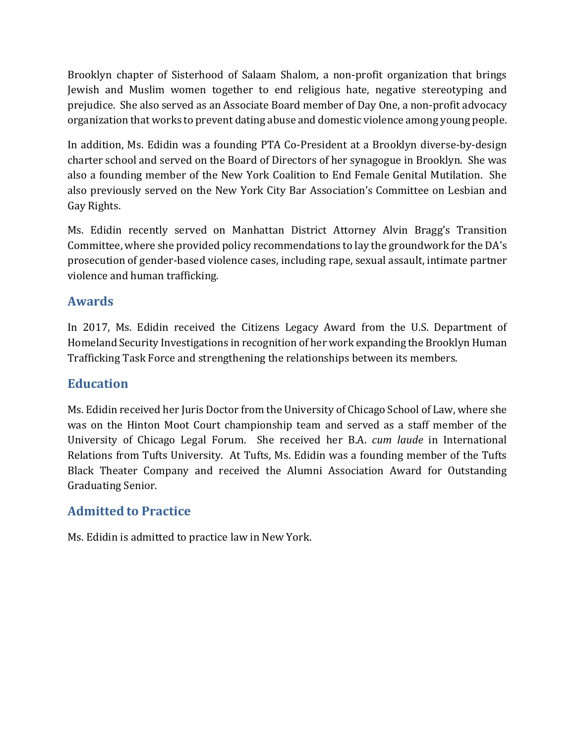Brooklyn chapter of Sisterhood of Salaam Shalom, a non-profit organization that brings Jewish and Muslim women together to end religious hate, negative stereotyping and prejudice. She also served as an Associate Board member of Day One, a non-profit advocacy organization that works to prevent dating abuse and domestic violence among young people.

In addition, Ms. Edidin was a founding PTA Co-President at a Brooklyn diverse-by-design charter school and served on the Board of Directors of her synagogue in Brooklyn. She was also a founding member of the New York Coalition to End Female Genital Mutilation. She also previously served on the New York City Bar Association's Committee on Lesbian and Gay Rights.

Ms. Edidin recently served on Manhattan District Attorney Alvin Bragg's Transition Committee, where she provided policy recommendations to lay the groundwork for the DA's prosecution of gender-based violence cases, including rape, sexual assault, intimate partner violence and human trafficking.

## Awards

In 2017, Ms. Edidin received the Citizens Legacy Award from the U.S. Department of Homeland Security Investigations in recognition of her work expanding the Brooklyn Human Trafficking Task Force and strengthening the relationships between its members.

## Education

Ms. Edidin received her Juris Doctor from the University of Chicago School of Law, where she was on the Hinton Moot Court championship team and served as a staff member of the University of Chicago Legal Forum. She received her B.A. *cum laude* in International Relations from Tufts University. At Tufts, Ms. Edidin was a founding member of the Tufts Black Theater Company and received the Alumni Association Award for Outstanding Graduating Senior.

## Admitted to Practice

Ms. Edidin is admitted to practice law in New York.